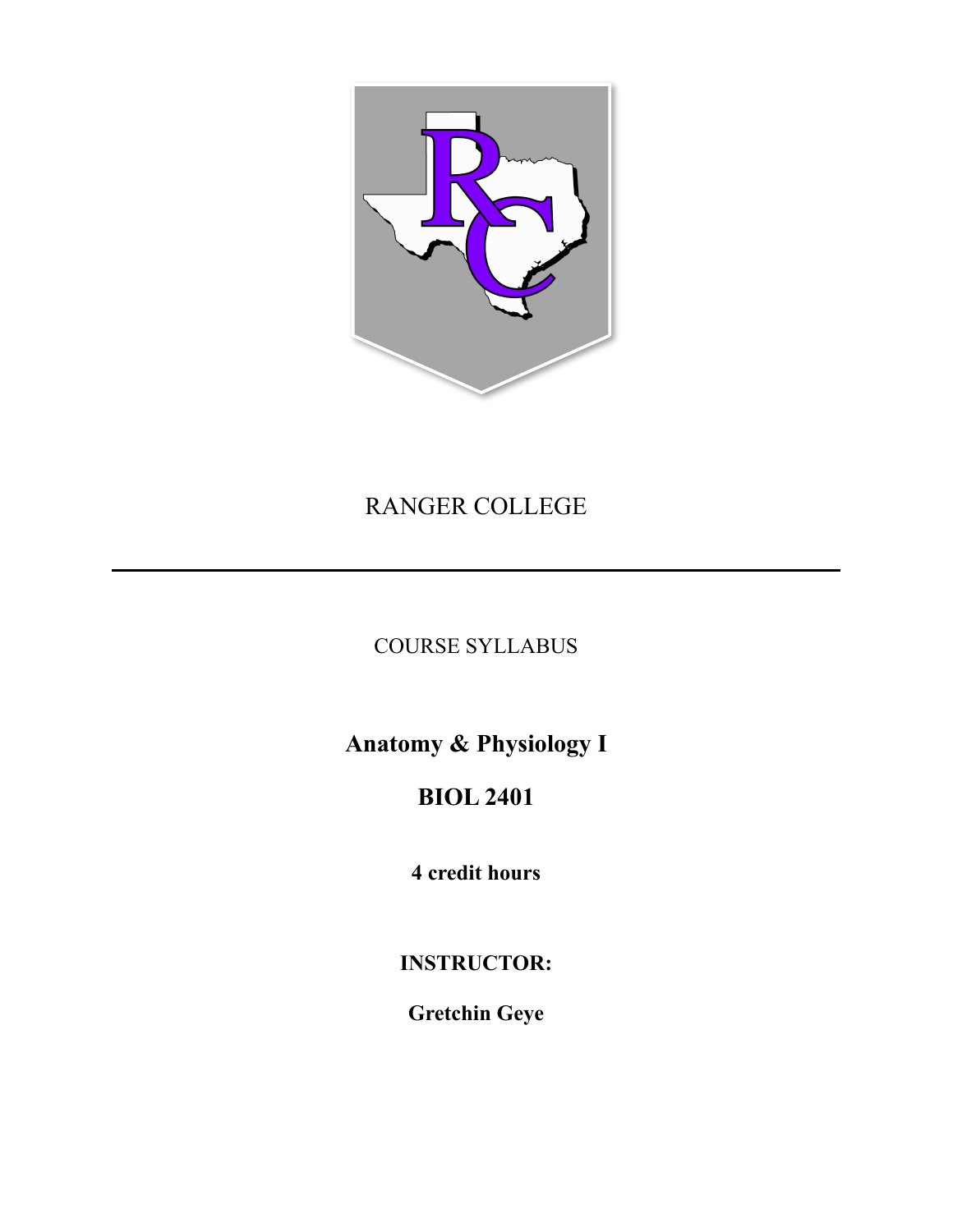# RANGER COLLEGE

---

COURSE SYLLABUS

## Anatomy & Physiology I

## BIOL 2401

**4 credit hours**

**INSTRUCTOR:**

**Gretchin Geye**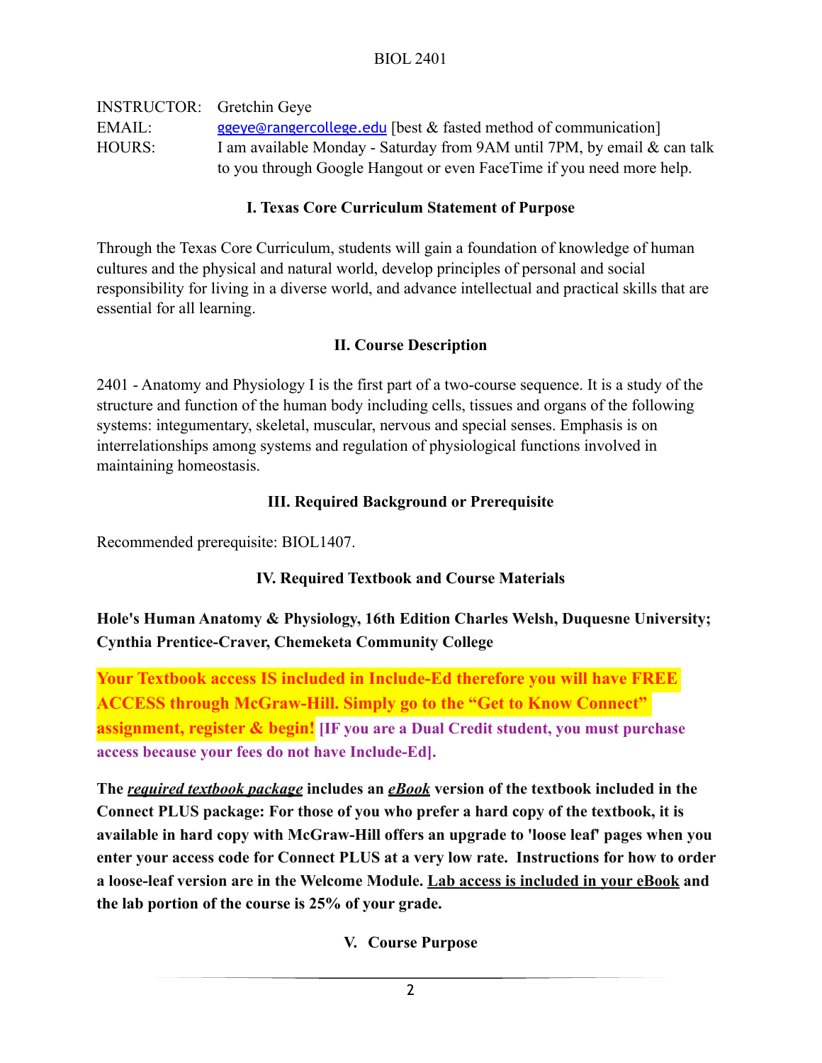BIOL 2401

INSTRUCTOR: Gretchin Geye
EMAIL: ggeye@rangercollege.edu [best & fasted method of communication]
HOURS: I am available Monday - Saturday from 9AM until 7PM, by email & can talk to you through Google Hangout or even FaceTime if you need more help.

## I. Texas Core Curriculum Statement of Purpose

Through the Texas Core Curriculum, students will gain a foundation of knowledge of human cultures and the physical and natural world, develop principles of personal and social responsibility for living in a diverse world, and advance intellectual and practical skills that are essential for all learning.

## II. Course Description

2401 - Anatomy and Physiology I is the first part of a two-course sequence. It is a study of the structure and function of the human body including cells, tissues and organs of the following systems: integumentary, skeletal, muscular, nervous and special senses. Emphasis is on interrelationships among systems and regulation of physiological functions involved in maintaining homeostasis.

## III. Required Background or Prerequisite

Recommended prerequisite: BIOL1407.

## IV. Required Textbook and Course Materials

**Hole's Human Anatomy & Physiology, 16th Edition Charles Welsh, Duquesne University; Cynthia Prentice-Craver, Chemeketa Community College**

**Your Textbook access IS included in Include-Ed therefore you will have FREE ACCESS through McGraw-Hill. Simply go to the "Get to Know Connect" assignment, register & begin!** **[IF you are a Dual Credit student, you must purchase access because your fees do not have Include-Ed].**

**The *required textbook package* includes an *eBook* version of the textbook included in the Connect PLUS package: For those of you who prefer a hard copy of the textbook, it is available in hard copy with McGraw-Hill offers an upgrade to 'loose leaf' pages when you enter your access code for Connect PLUS at a very low rate. Instructions for how to order a loose-leaf version are in the Welcome Module. Lab access is included in your eBook and the lab portion of the course is 25% of your grade.**

## V. Course Purpose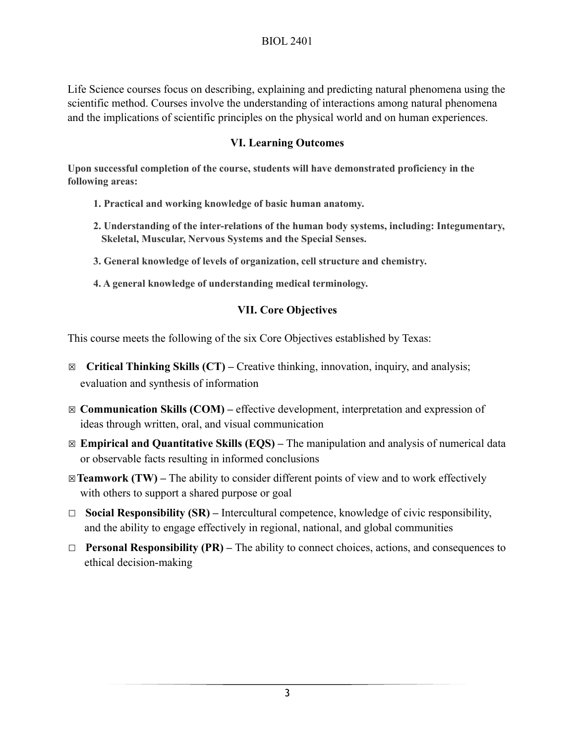Life Science courses focus on describing, explaining and predicting natural phenomena using the scientific method. Courses involve the understanding of interactions among natural phenomena and the implications of scientific principles on the physical world and on human experiences.

## VI. Learning Outcomes

**Upon successful completion of the course, students will have demonstrated proficiency in the following areas:**

1. **Practical and working knowledge of basic human anatomy.**
2. **Understanding of the inter-relations of the human body systems, including: Integumentary, Skeletal, Muscular, Nervous Systems and the Special Senses.**
3. **General knowledge of levels of organization, cell structure and chemistry.**
4. **A general knowledge of understanding medical terminology.**

## VII. Core Objectives

This course meets the following of the six Core Objectives established by Texas:

☒ **Critical Thinking Skills (CT) –** Creative thinking, innovation, inquiry, and analysis; evaluation and synthesis of information

☒ **Communication Skills (COM) –** effective development, interpretation and expression of ideas through written, oral, and visual communication

☒ **Empirical and Quantitative Skills (EQS) –** The manipulation and analysis of numerical data or observable facts resulting in informed conclusions

☒ **Teamwork (TW) –** The ability to consider different points of view and to work effectively with others to support a shared purpose or goal

☐ **Social Responsibility (SR) –** Intercultural competence, knowledge of civic responsibility, and the ability to engage effectively in regional, national, and global communities

☐ **Personal Responsibility (PR) –** The ability to connect choices, actions, and consequences to ethical decision-making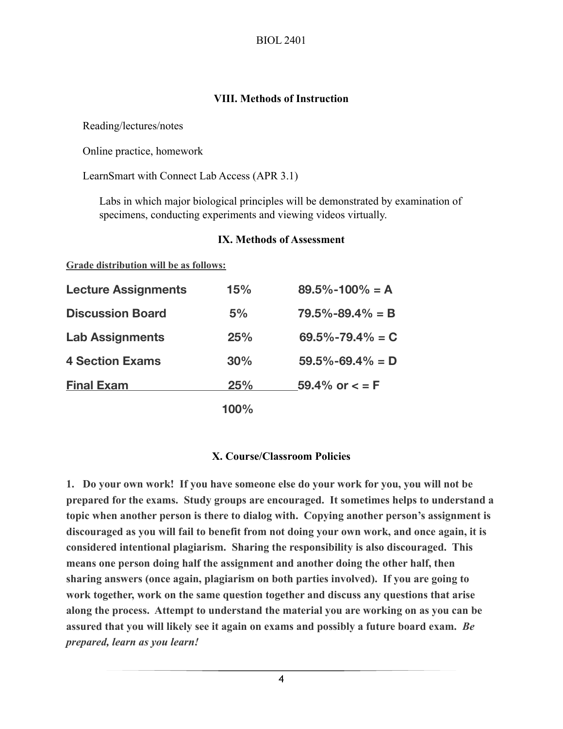## VIII. Methods of Instruction

Reading/lectures/notes

Online practice, homework

LearnSmart with Connect Lab Access (APR 3.1)

Labs in which major biological principles will be demonstrated by examination of specimens, conducting experiments and viewing videos virtually.

## IX. Methods of Assessment

**Grade distribution will be as follows:**

| | | |
|---|---|---|
| **Lecture Assignments** | **15%** | **89.5%-100% = A** |
| **Discussion Board** | **5%** | **79.5%-89.4% = B** |
| **Lab Assignments** | **25%** | **69.5%-79.4% = C** |
| **4 Section Exams** | **30%** | **59.5%-69.4% = D** |
| **Final Exam** | **25%** | **59.4% or < = F** |
| | **100%** | |

## X. Course/Classroom Policies

**1. Do your own work! If you have someone else do your work for you, you will not be prepared for the exams. Study groups are encouraged. It sometimes helps to understand a topic when another person is there to dialog with. Copying another person's assignment is discouraged as you will fail to benefit from not doing your own work, and once again, it is considered intentional plagiarism. Sharing the responsibility is also discouraged. This means one person doing half the assignment and another doing the other half, then sharing answers (once again, plagiarism on both parties involved). If you are going to work together, work on the same question together and discuss any questions that arise along the process. Attempt to understand the material you are working on as you can be assured that you will likely see it again on exams and possibly a future board exam.** ***Be prepared, learn as you learn!***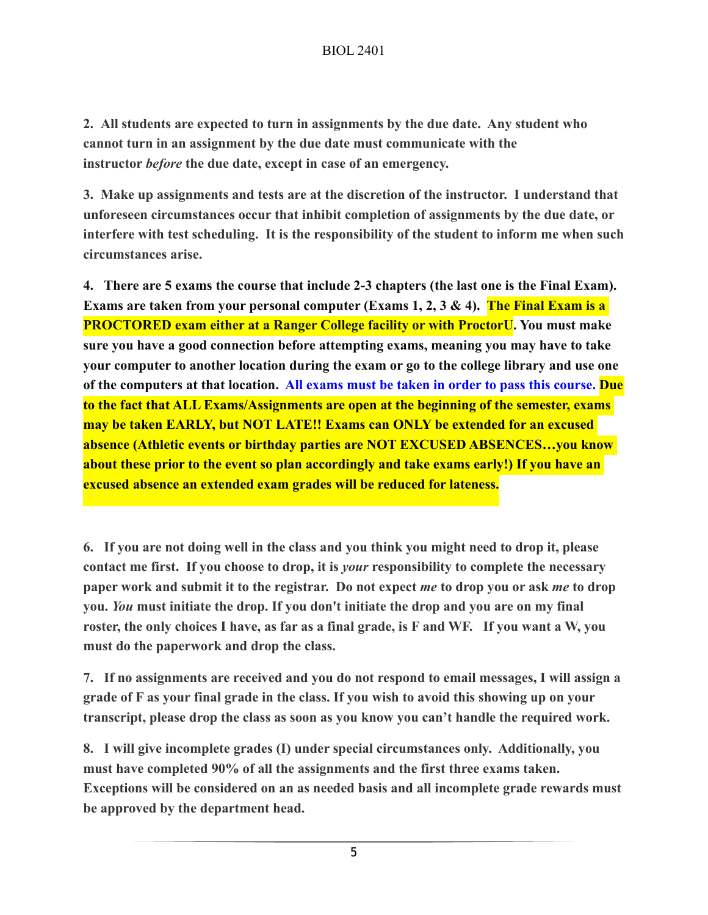**2. All students are expected to turn in assignments by the due date. Any student who cannot turn in an assignment by the due date must communicate with the instructor *before* the due date, except in case of an emergency.**

**3. Make up assignments and tests are at the discretion of the instructor. I understand that unforeseen circumstances occur that inhibit completion of assignments by the due date, or interfere with test scheduling. It is the responsibility of the student to inform me when such circumstances arise.**

**4. There are 5 exams the course that include 2-3 chapters (the last one is the Final Exam). Exams are taken from your personal computer (Exams 1, 2, 3 & 4). The Final Exam is a PROCTORED exam either at a Ranger College facility or with ProctorU. You must make sure you have a good connection before attempting exams, meaning you may have to take your computer to another location during the exam or go to the college library and use one of the computers at that location. All exams must be taken in order to pass this course. Due to the fact that ALL Exams/Assignments are open at the beginning of the semester, exams may be taken EARLY, but NOT LATE!! Exams can ONLY be extended for an excused absence (Athletic events or birthday parties are NOT EXCUSED ABSENCES…you know about these prior to the event so plan accordingly and take exams early!) If you have an excused absence an extended exam grades will be reduced for lateness.**

**6. If you are not doing well in the class and you think you might need to drop it, please contact me first. If you choose to drop, it is *your* responsibility to complete the necessary paper work and submit it to the registrar. Do not expect *me* to drop you or ask *me* to drop you. *You* must initiate the drop. If you don't initiate the drop and you are on my final roster, the only choices I have, as far as a final grade, is F and WF. If you want a W, you must do the paperwork and drop the class.**

**7. If no assignments are received and you do not respond to email messages, I will assign a grade of F as your final grade in the class. If you wish to avoid this showing up on your transcript, please drop the class as soon as you know you can't handle the required work.**

**8. I will give incomplete grades (I) under special circumstances only. Additionally, you must have completed 90% of all the assignments and the first three exams taken. Exceptions will be considered on an as needed basis and all incomplete grade rewards must be approved by the department head.**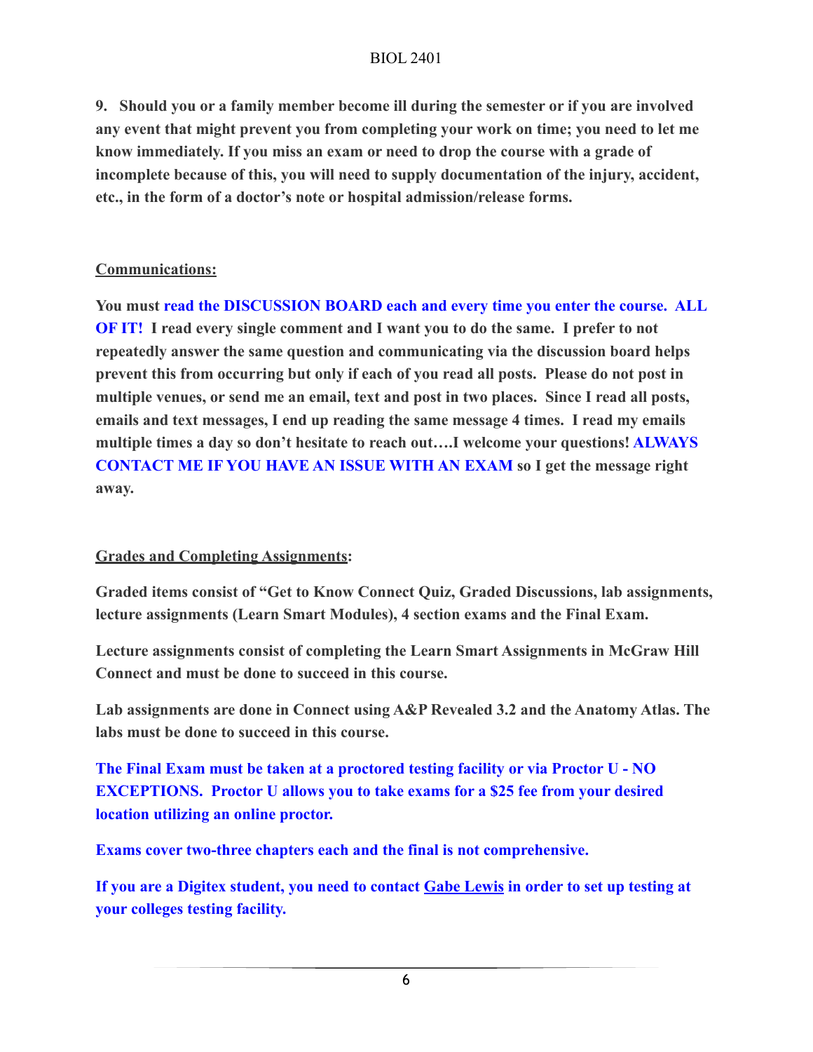**9. Should you or a family member become ill during the semester or if you are involved any event that might prevent you from completing your work on time; you need to let me know immediately. If you miss an exam or need to drop the course with a grade of incomplete because of this, you will need to supply documentation of the injury, accident, etc., in the form of a doctor's note or hospital admission/release forms.**

## Communications:

**You must read the DISCUSSION BOARD each and every time you enter the course. ALL OF IT! I read every single comment and I want you to do the same. I prefer to not repeatedly answer the same question and communicating via the discussion board helps prevent this from occurring but only if each of you read all posts. Please do not post in multiple venues, or send me an email, text and post in two places. Since I read all posts, emails and text messages, I end up reading the same message 4 times. I read my emails multiple times a day so don't hesitate to reach out….I welcome your questions! ALWAYS CONTACT ME IF YOU HAVE AN ISSUE WITH AN EXAM so I get the message right away.**

## Grades and Completing Assignments:

**Graded items consist of "Get to Know Connect Quiz, Graded Discussions, lab assignments, lecture assignments (Learn Smart Modules), 4 section exams and the Final Exam.**

**Lecture assignments consist of completing the Learn Smart Assignments in McGraw Hill Connect and must be done to succeed in this course.**

**Lab assignments are done in Connect using A&P Revealed 3.2 and the Anatomy Atlas. The labs must be done to succeed in this course.**

**The Final Exam must be taken at a proctored testing facility or via Proctor U - NO EXCEPTIONS. Proctor U allows you to take exams for a $25 fee from your desired location utilizing an online proctor.**

**Exams cover two-three chapters each and the final is not comprehensive.**

**If you are a Digitex student, you need to contact Gabe Lewis in order to set up testing at your colleges testing facility.**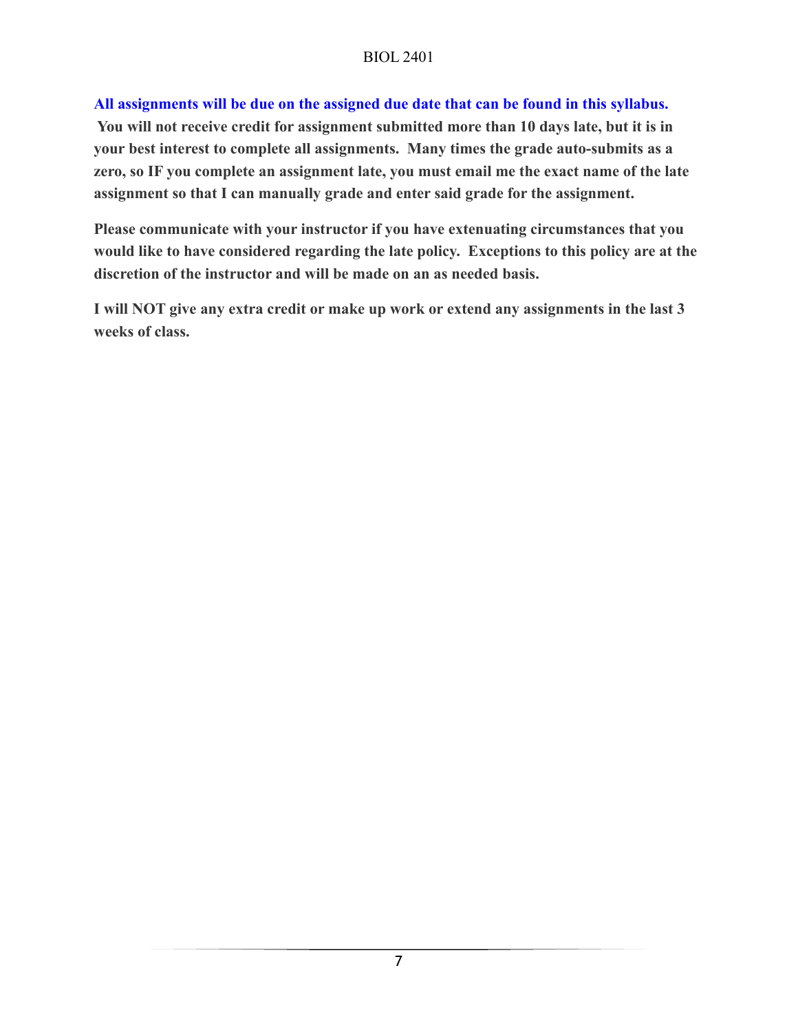**All assignments will be due on the assigned due date that can be found in this syllabus.**
**You will not receive credit for assignment submitted more than 10 days late, but it is in your best interest to complete all assignments. Many times the grade auto-submits as a zero, so IF you complete an assignment late, you must email me the exact name of the late assignment so that I can manually grade and enter said grade for the assignment.**

**Please communicate with your instructor if you have extenuating circumstances that you would like to have considered regarding the late policy. Exceptions to this policy are at the discretion of the instructor and will be made on an as needed basis.**

**I will NOT give any extra credit or make up work or extend any assignments in the last 3 weeks of class.**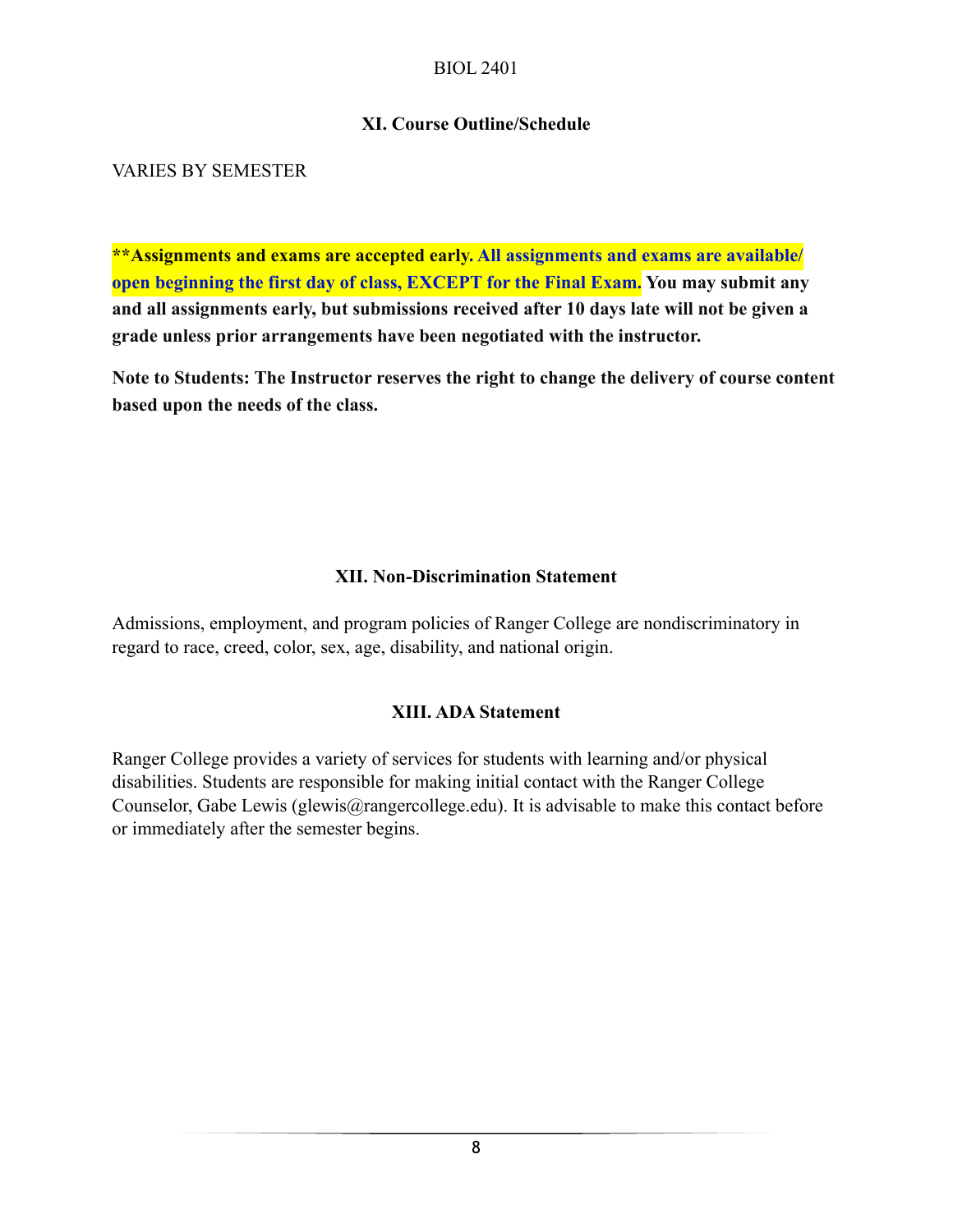### XI. Course Outline/Schedule

VARIES BY SEMESTER

**\*\*Assignments and exams are accepted early. All assignments and exams are available/ open beginning the first day of class, EXCEPT for the Final Exam. You may submit any and all assignments early, but submissions received after 10 days late will not be given a grade unless prior arrangements have been negotiated with the instructor.**

**Note to Students: The Instructor reserves the right to change the delivery of course content based upon the needs of the class.**

### XII. Non-Discrimination Statement

Admissions, employment, and program policies of Ranger College are nondiscriminatory in regard to race, creed, color, sex, age, disability, and national origin.

### XIII. ADA Statement

Ranger College provides a variety of services for students with learning and/or physical disabilities. Students are responsible for making initial contact with the Ranger College Counselor, Gabe Lewis (glewis@rangercollege.edu). It is advisable to make this contact before or immediately after the semester begins.